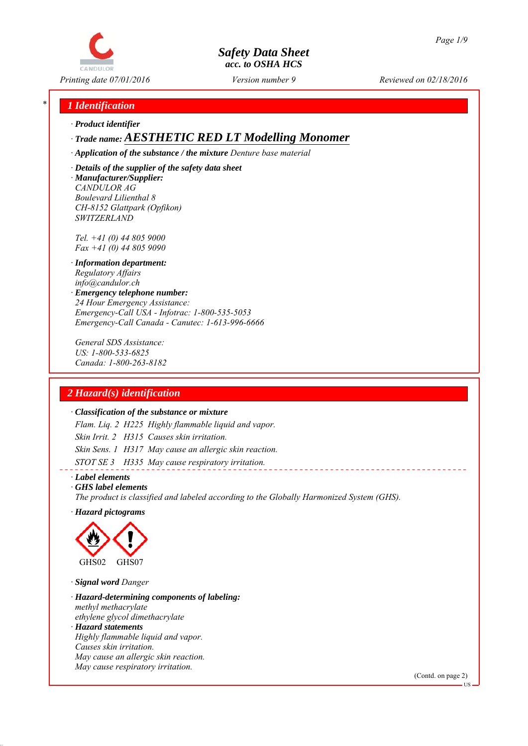# Safety Data Sheet
## acc. to OSHA HCS

Printing date 07/01/2016 | Version number 9 | Reviewed on 02/18/2016

## 1 Identification

· **Product identifier**

· **Trade name:** ***AESTHETIC RED LT Modelling Monomer***

· **Application of the substance / the mixture** Denture base material

· **Details of the supplier of the safety data sheet**

· **Manufacturer/Supplier:**
CANDULOR AG
Boulevard Lilienthal 8
CH-8152 Glattpark (Opfikon)
SWITZERLAND

Tel. +41 (0) 44 805 9000
Fax +41 (0) 44 805 9090

· **Information department:**
Regulatory Affairs
info@candulor.ch

· **Emergency telephone number:**
24 Hour Emergency Assistance:
Emergency-Call USA - Infotrac: 1-800-535-5053
Emergency-Call Canada - Canutec: 1-613-996-6666

General SDS Assistance:
US: 1-800-533-6825
Canada: 1-800-263-8182

## 2 Hazard(s) identification

· **Classification of the substance or mixture**

Flam. Liq. 2 H225 Highly flammable liquid and vapor.

Skin Irrit. 2 H315 Causes skin irritation.

Skin Sens. 1 H317 May cause an allergic skin reaction.

STOT SE 3 H335 May cause respiratory irritation.

· **Label elements**

· **GHS label elements**
The product is classified and labeled according to the Globally Harmonized System (GHS).

· **Hazard pictograms**

GHS02 GHS07

· **Signal word** Danger

· **Hazard-determining components of labeling:**
methyl methacrylate
ethylene glycol dimethacrylate

· **Hazard statements**
Highly flammable liquid and vapor.
Causes skin irritation.
May cause an allergic skin reaction.
May cause respiratory irritation.

(Contd. on page 2)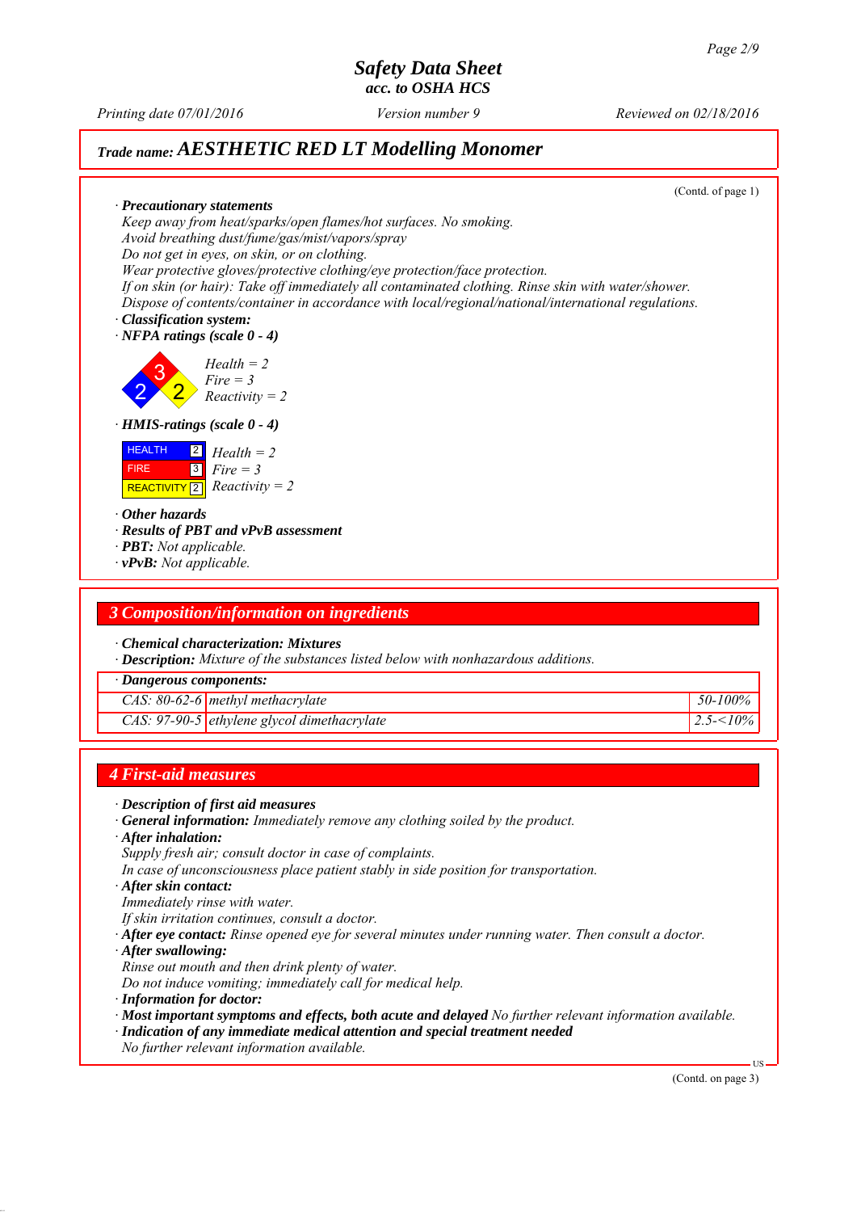# Safety Data Sheet
acc. to OSHA HCS

Printing date 07/01/2016 | Version number 9 | Reviewed on 02/18/2016

## Trade name: AESTHETIC RED LT Modelling Monomer

(Contd. of page 1)

· **Precautionary statements**
Keep away from heat/sparks/open flames/hot surfaces. No smoking.
Avoid breathing dust/fume/gas/mist/vapors/spray
Do not get in eyes, on skin, or on clothing.
Wear protective gloves/protective clothing/eye protection/face protection.
If on skin (or hair): Take off immediately all contaminated clothing. Rinse skin with water/shower.
Dispose of contents/container in accordance with local/regional/national/international regulations.

· **Classification system:**

· **NFPA ratings (scale 0 - 4)**

Health = 2
Fire = 3
Reactivity = 2

· **HMIS-ratings (scale 0 - 4)**

HEALTH 2 Health = 2
FIRE 3 Fire = 3
REACTIVITY 2 Reactivity = 2

· **Other hazards**
· **Results of PBT and vPvB assessment**
· **PBT:** Not applicable.
· **vPvB:** Not applicable.

## 3 Composition/information on ingredients

· **Chemical characterization: Mixtures**
· **Description:** Mixture of the substances listed below with nonhazardous additions.

| · Dangerous components: | | |
|---|---|---|
| CAS: 80-62-6 | methyl methacrylate | 50-100% |
| CAS: 97-90-5 | ethylene glycol dimethacrylate | 2.5-<10% |

## 4 First-aid measures

· **Description of first aid measures**
· **General information:** Immediately remove any clothing soiled by the product.
· **After inhalation:**
Supply fresh air; consult doctor in case of complaints.
In case of unconsciousness place patient stably in side position for transportation.
· **After skin contact:**
Immediately rinse with water.
If skin irritation continues, consult a doctor.
· **After eye contact:** Rinse opened eye for several minutes under running water. Then consult a doctor.
· **After swallowing:**
Rinse out mouth and then drink plenty of water.
Do not induce vomiting; immediately call for medical help.
· **Information for doctor:**
· **Most important symptoms and effects, both acute and delayed** No further relevant information available.
· **Indication of any immediate medical attention and special treatment needed**
No further relevant information available.

(Contd. on page 3)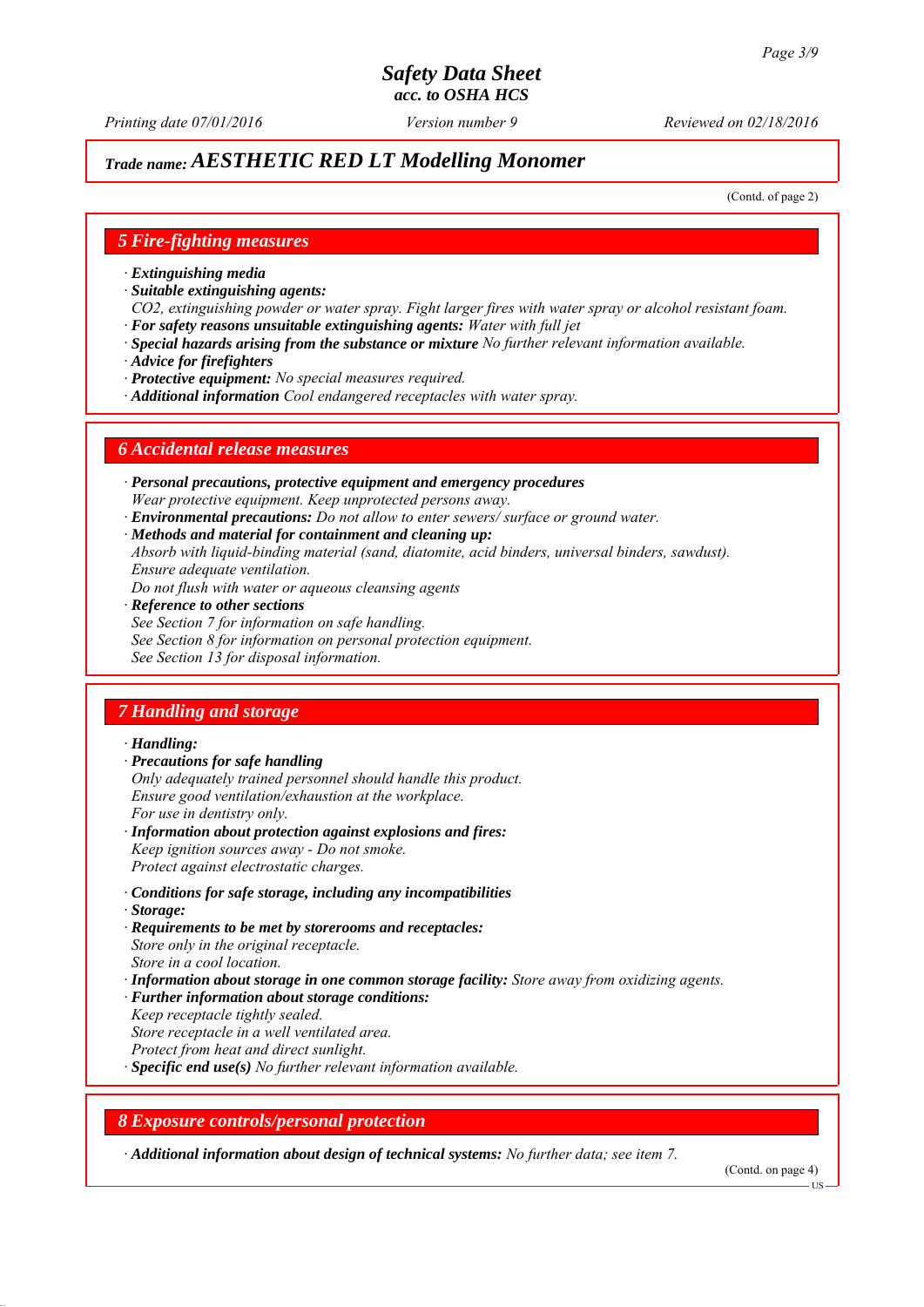## Trade name: AESTHETIC RED LT Modelling Monomer

(Contd. of page 2)

## 5 Fire-fighting measures

· **Extinguishing media**
· **Suitable extinguishing agents:**
*CO2, extinguishing powder or water spray. Fight larger fires with water spray or alcohol resistant foam.*
· **For safety reasons unsuitable extinguishing agents:** *Water with full jet*
· **Special hazards arising from the substance or mixture** *No further relevant information available.*
· **Advice for firefighters**
· **Protective equipment:** *No special measures required.*
· **Additional information** *Cool endangered receptacles with water spray.*

## 6 Accidental release measures

· **Personal precautions, protective equipment and emergency procedures**
*Wear protective equipment. Keep unprotected persons away.*
· **Environmental precautions:** *Do not allow to enter sewers/ surface or ground water.*
· **Methods and material for containment and cleaning up:**
*Absorb with liquid-binding material (sand, diatomite, acid binders, universal binders, sawdust).*
*Ensure adequate ventilation.*
*Do not flush with water or aqueous cleansing agents*
· **Reference to other sections**
*See Section 7 for information on safe handling.*
*See Section 8 for information on personal protection equipment.*
*See Section 13 for disposal information.*

## 7 Handling and storage

· **Handling:**
· **Precautions for safe handling**
*Only adequately trained personnel should handle this product.*
*Ensure good ventilation/exhaustion at the workplace.*
*For use in dentistry only.*
· **Information about protection against explosions and fires:**
*Keep ignition sources away - Do not smoke.*
*Protect against electrostatic charges.*

· **Conditions for safe storage, including any incompatibilities**
· **Storage:**
· **Requirements to be met by storerooms and receptacles:**
*Store only in the original receptacle.*
*Store in a cool location.*
· **Information about storage in one common storage facility:** *Store away from oxidizing agents.*
· **Further information about storage conditions:**
*Keep receptacle tightly sealed.*
*Store receptacle in a well ventilated area.*
*Protect from heat and direct sunlight.*
· **Specific end use(s)** *No further relevant information available.*

## 8 Exposure controls/personal protection

· **Additional information about design of technical systems:** *No further data; see item 7.*

(Contd. on page 4)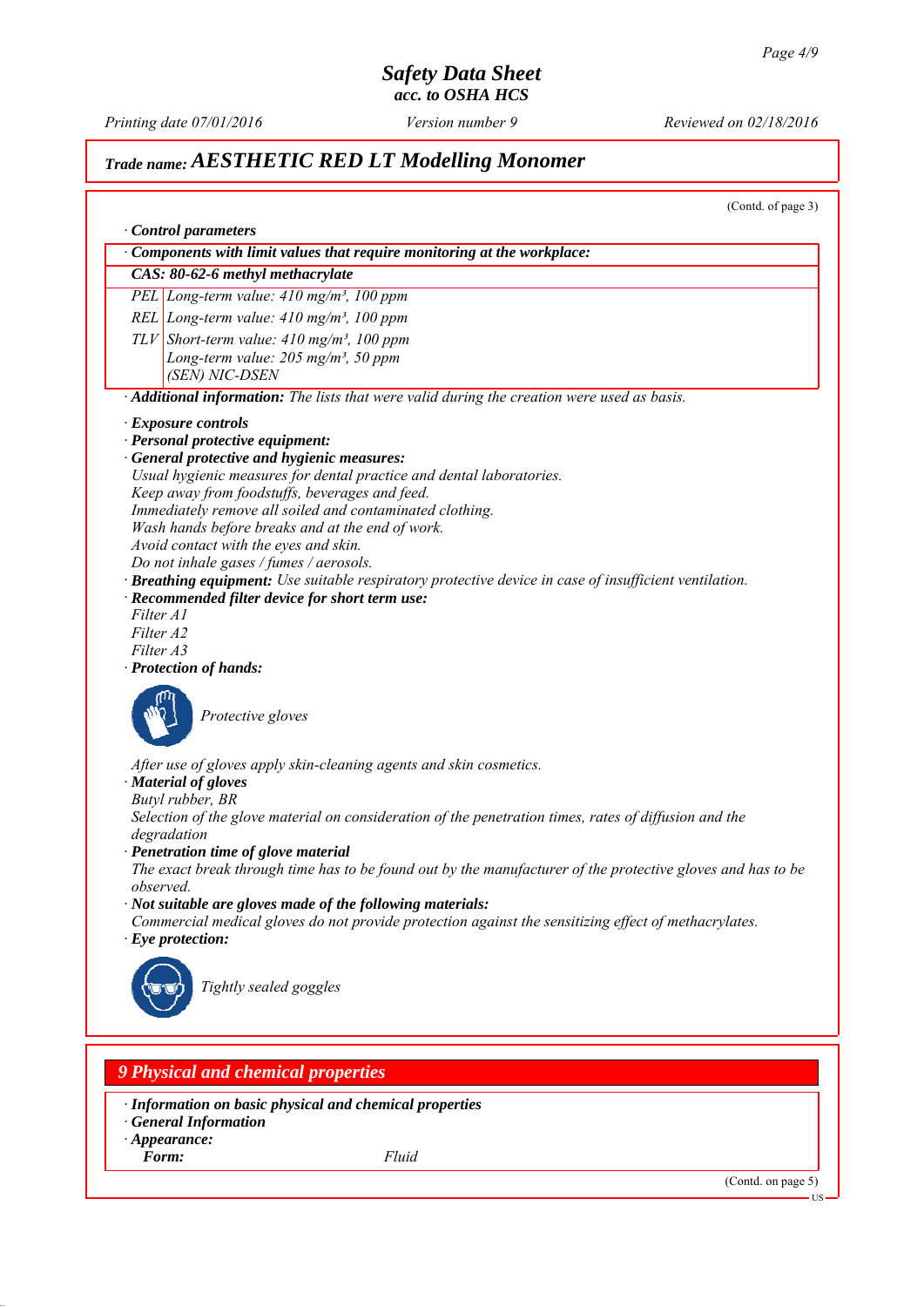# Safety Data Sheet
*acc. to OSHA HCS*

*Printing date 07/01/2016* *Version number 9* *Reviewed on 02/18/2016*

## *Trade name:* ***AESTHETIC RED LT Modelling Monomer***

(Contd. of page 3)

· ***Control parameters***

| · ***Components with limit values that require monitoring at the workplace:*** | |
|---|---|
| ***CAS: 80-62-6 methyl methacrylate*** | |
| PEL | Long-term value: 410 mg/m³, 100 ppm |
| REL | Long-term value: 410 mg/m³, 100 ppm |
| TLV | Short-term value: 410 mg/m³, 100 ppm<br>Long-term value: 205 mg/m³, 50 ppm<br>(SEN) NIC-DSEN |

· ***Additional information:*** *The lists that were valid during the creation were used as basis.*

· ***Exposure controls***
· ***Personal protective equipment:***
· ***General protective and hygienic measures:***
*Usual hygienic measures for dental practice and dental laboratories.*
*Keep away from foodstuffs, beverages and feed.*
*Immediately remove all soiled and contaminated clothing.*
*Wash hands before breaks and at the end of work.*
*Avoid contact with the eyes and skin.*
*Do not inhale gases / fumes / aerosols.*
· ***Breathing equipment:*** *Use suitable respiratory protective device in case of insufficient ventilation.*
· ***Recommended filter device for short term use:***
*Filter A1*
*Filter A2*
*Filter A3*
· ***Protection of hands:***

*Protective gloves*

*After use of gloves apply skin-cleaning agents and skin cosmetics.*
· ***Material of gloves***
*Butyl rubber, BR*
*Selection of the glove material on consideration of the penetration times, rates of diffusion and the degradation*
· ***Penetration time of glove material***
*The exact break through time has to be found out by the manufacturer of the protective gloves and has to be observed.*
· ***Not suitable are gloves made of the following materials:***
*Commercial medical gloves do not provide protection against the sensitizing effect of methacrylates.*
· ***Eye protection:***

*Tightly sealed goggles*

## *9 Physical and chemical properties*

· ***Information on basic physical and chemical properties***
· ***General Information***
· ***Appearance:***
***Form:*** *Fluid*

(Contd. on page 5)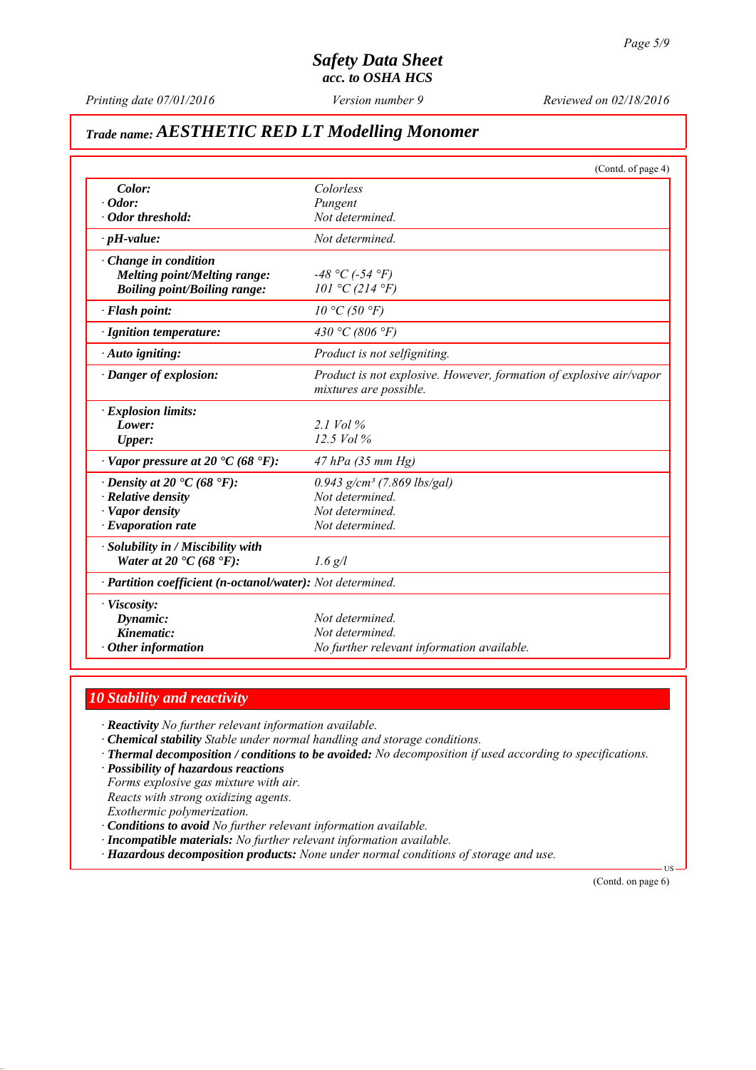# Safety Data Sheet
## acc. to OSHA HCS

Printing date 07/01/2016 | Version number 9 | Reviewed on 02/18/2016

## Trade name: AESTHETIC RED LT Modelling Monomer

(Contd. of page 4)

| | |
|---|---|
| **Color:** | Colorless |
| **· Odor:** | Pungent |
| **· Odor threshold:** | Not determined. |
| **· pH-value:** | Not determined. |
| **· Change in condition** | |
| **Melting point/Melting range:** | -48 °C (-54 °F) |
| **Boiling point/Boiling range:** | 101 °C (214 °F) |
| **· Flash point:** | 10 °C (50 °F) |
| **· Ignition temperature:** | 430 °C (806 °F) |
| **· Auto igniting:** | Product is not selfigniting. |
| **· Danger of explosion:** | Product is not explosive. However, formation of explosive air/vapor mixtures are possible. |
| **· Explosion limits:** | |
| **Lower:** | 2.1 Vol % |
| **Upper:** | 12.5 Vol % |
| **· Vapor pressure at 20 °C (68 °F):** | 47 hPa (35 mm Hg) |
| **· Density at 20 °C (68 °F):** | 0.943 g/cm³ (7.869 lbs/gal) |
| **· Relative density** | Not determined. |
| **· Vapor density** | Not determined. |
| **· Evaporation rate** | Not determined. |
| **· Solubility in / Miscibility with** | |
| **Water at 20 °C (68 °F):** | 1.6 g/l |
| **· Partition coefficient (n-octanol/water):** | Not determined. |
| **· Viscosity:** | |
| **Dynamic:** | Not determined. |
| **Kinematic:** | Not determined. |
| **· Other information** | No further relevant information available. |

## 10 Stability and reactivity

- **Reactivity** No further relevant information available.
- **Chemical stability** Stable under normal handling and storage conditions.
- **Thermal decomposition / conditions to be avoided:** No decomposition if used according to specifications.
- **Possibility of hazardous reactions**
  Forms explosive gas mixture with air.
  Reacts with strong oxidizing agents.
  Exothermic polymerization.
- **Conditions to avoid** No further relevant information available.
- **Incompatible materials:** No further relevant information available.
- **Hazardous decomposition products:** None under normal conditions of storage and use.

(Contd. on page 6)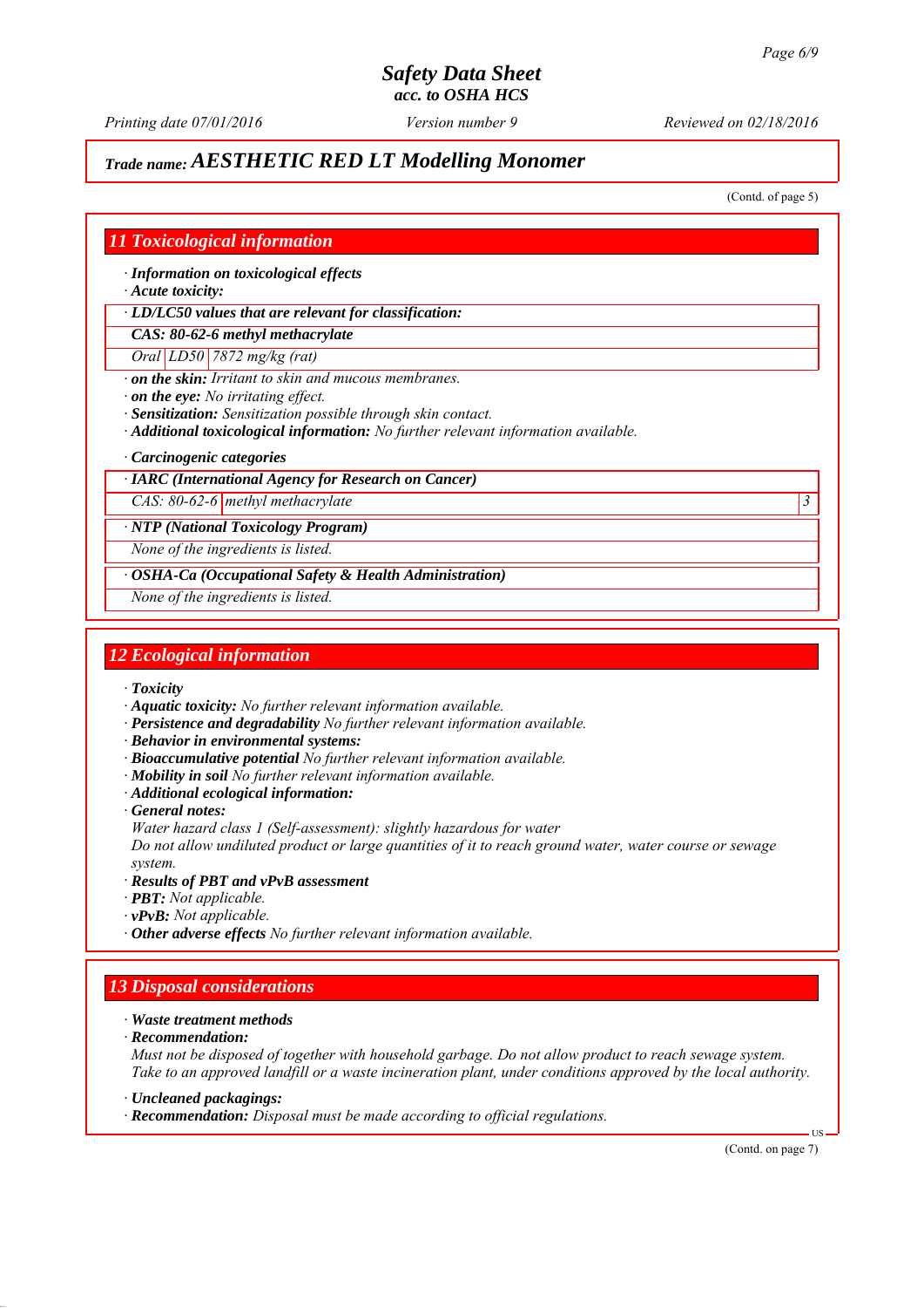# Safety Data Sheet
## acc. to OSHA HCS

*Printing date 07/01/2016* *Version number 9* *Reviewed on 02/18/2016*

## *Trade name:* ***AESTHETIC RED LT Modelling Monomer***

(Contd. of page 5)

## 11 Toxicological information

- ***Information on toxicological effects***
- ***Acute toxicity:***

| · LD/LC50 values that are relevant for classification: | | |
|---|---|---|
| **CAS: 80-62-6 methyl methacrylate** | | |
| Oral | LD50 | 7872 mg/kg (rat) |

- ***on the skin:*** *Irritant to skin and mucous membranes.*
- ***on the eye:*** *No irritating effect.*
- ***Sensitization:*** *Sensitization possible through skin contact.*
- ***Additional toxicological information:*** *No further relevant information available.*

- ***Carcinogenic categories***

| · IARC (International Agency for Research on Cancer) | | |
|---|---|---|
| CAS: 80-62-6 | methyl methacrylate | 3 |

| · NTP (National Toxicology Program) |
|---|
| None of the ingredients is listed. |

| · OSHA-Ca (Occupational Safety & Health Administration) |
|---|
| None of the ingredients is listed. |

## 12 Ecological information

- ***Toxicity***
- ***Aquatic toxicity:*** *No further relevant information available.*
- ***Persistence and degradability*** *No further relevant information available.*
- ***Behavior in environmental systems:***
- ***Bioaccumulative potential*** *No further relevant information available.*
- ***Mobility in soil*** *No further relevant information available.*
- ***Additional ecological information:***
- ***General notes:***
  *Water hazard class 1 (Self-assessment): slightly hazardous for water*
  *Do not allow undiluted product or large quantities of it to reach ground water, water course or sewage system.*
- ***Results of PBT and vPvB assessment***
- ***PBT:*** *Not applicable.*
- ***vPvB:*** *Not applicable.*
- ***Other adverse effects*** *No further relevant information available.*

## 13 Disposal considerations

- ***Waste treatment methods***
- ***Recommendation:***
  *Must not be disposed of together with household garbage. Do not allow product to reach sewage system.*
  *Take to an approved landfill or a waste incineration plant, under conditions approved by the local authority.*

- ***Uncleaned packagings:***
- ***Recommendation:*** *Disposal must be made according to official regulations.*

(Contd. on page 7)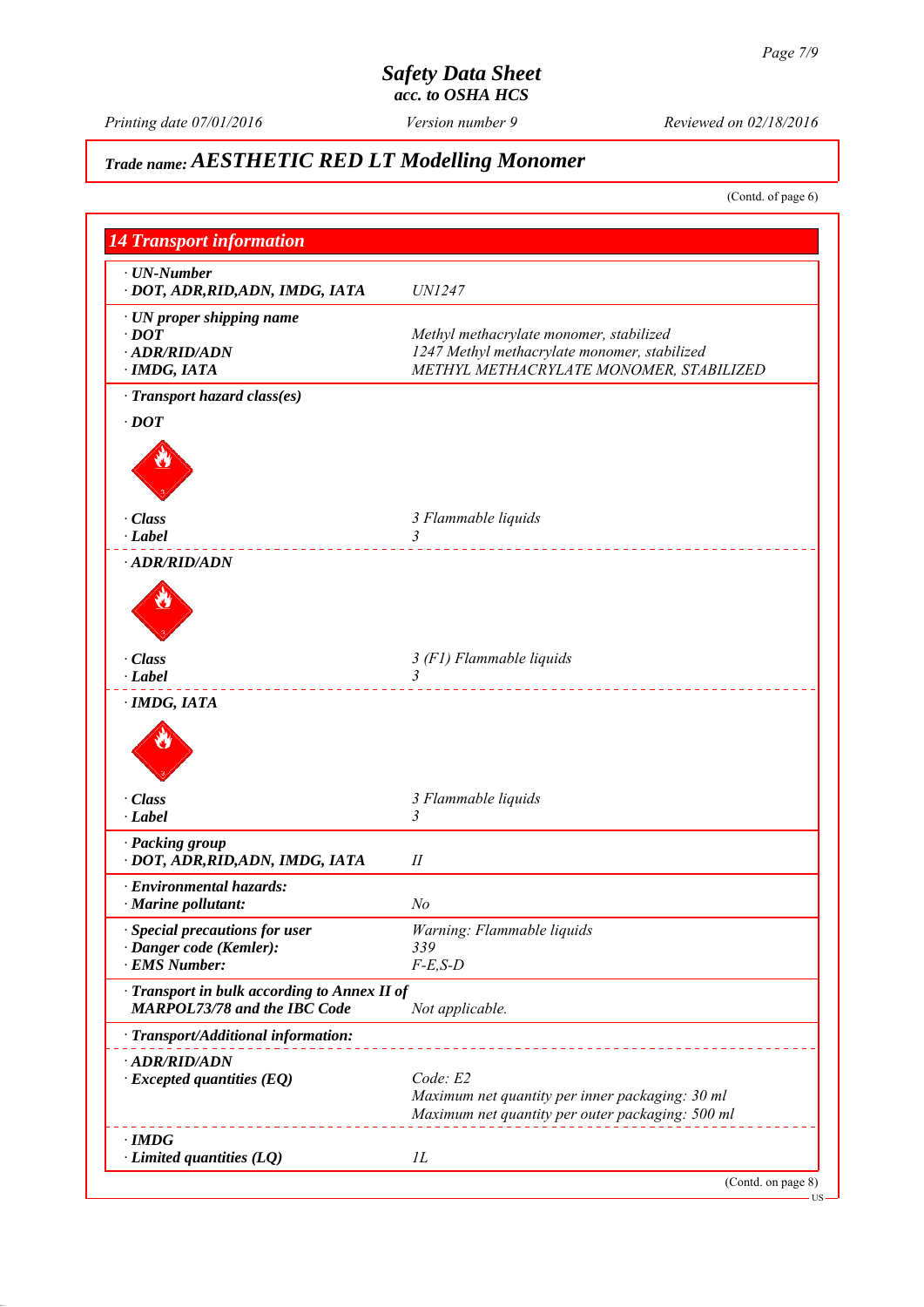# Safety Data Sheet
### acc. to OSHA HCS

Printing date 07/01/2016 | Version number 9 | Reviewed on 02/18/2016

## Trade name: AESTHETIC RED LT Modelling Monomer

(Contd. of page 6)

## 14 Transport information

| | |
|---|---|
| **· UN-Number** | |
| **· DOT, ADR,RID,ADN, IMDG, IATA** | *UN1247* |
| **· UN proper shipping name** | |
| **· DOT** | *Methyl methacrylate monomer, stabilized* |
| **· ADR/RID/ADN** | *1247 Methyl methacrylate monomer, stabilized* |
| **· IMDG, IATA** | *METHYL METHACRYLATE MONOMER, STABILIZED* |
| **· Transport hazard class(es)** | |
| **· DOT** | |
| **· Class** | *3 Flammable liquids* |
| **· Label** | *3* |
| **· ADR/RID/ADN** | |
| **· Class** | *3 (F1) Flammable liquids* |
| **· Label** | *3* |
| **· IMDG, IATA** | |
| **· Class** | *3 Flammable liquids* |
| **· Label** | *3* |
| **· Packing group** | |
| **· DOT, ADR,RID,ADN, IMDG, IATA** | *II* |
| **· Environmental hazards:** | |
| **· Marine pollutant:** | *No* |
| **· Special precautions for user** | *Warning: Flammable liquids* |
| **· Danger code (Kemler):** | *339* |
| **· EMS Number:** | *F-E,S-D* |
| **· Transport in bulk according to Annex II of MARPOL73/78 and the IBC Code** | *Not applicable.* |
| **· Transport/Additional information:** | |
| **· ADR/RID/ADN** | |
| **· Excepted quantities (EQ)** | *Code: E2*<br>*Maximum net quantity per inner packaging: 30 ml*<br>*Maximum net quantity per outer packaging: 500 ml* |
| **· IMDG** | |
| **· Limited quantities (LQ)** | *1L* |

(Contd. on page 8)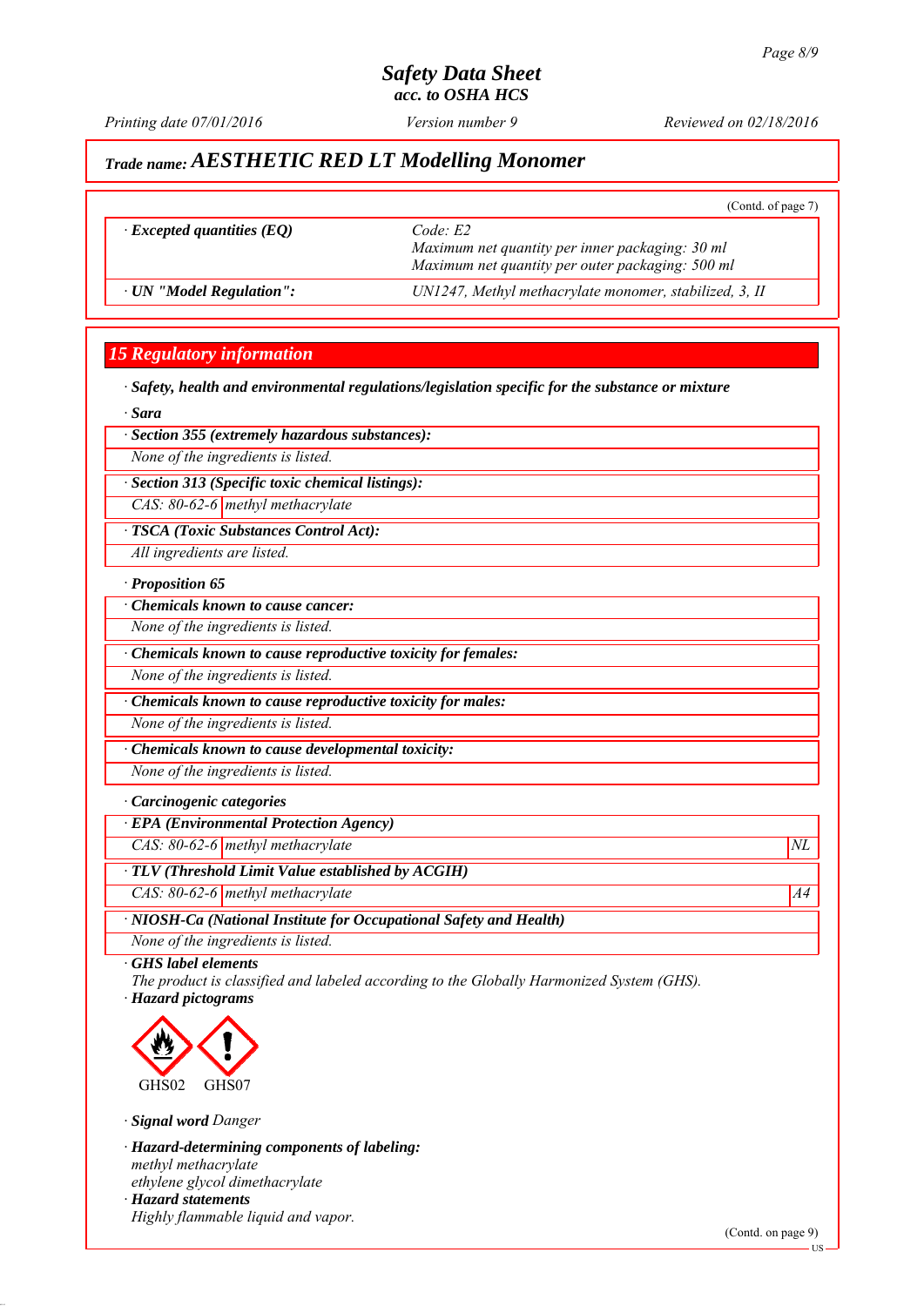## Safety Data Sheet
### acc. to OSHA HCS

Printing date 07/01/2016 | Version number 9 | Reviewed on 02/18/2016

**Trade name: AESTHETIC RED LT Modelling Monomer**

(Contd. of page 7)

| | |
|---|---|
| · **Excepted quantities (EQ)** | Code: E2<br>Maximum net quantity per inner packaging: 30 ml<br>Maximum net quantity per outer packaging: 500 ml |
| · **UN "Model Regulation":** | UN1247, Methyl methacrylate monomer, stabilized, 3, II |

## 15 Regulatory information

· **Safety, health and environmental regulations/legislation specific for the substance or mixture**

· **Sara**

· **Section 355 (extremely hazardous substances):**

None of the ingredients is listed.

· **Section 313 (Specific toxic chemical listings):**

| | |
|---|---|
| CAS: 80-62-6 | methyl methacrylate |

· **TSCA (Toxic Substances Control Act):**

All ingredients are listed.

· **Proposition 65**

· **Chemicals known to cause cancer:**

None of the ingredients is listed.

· **Chemicals known to cause reproductive toxicity for females:**

None of the ingredients is listed.

· **Chemicals known to cause reproductive toxicity for males:**

None of the ingredients is listed.

· **Chemicals known to cause developmental toxicity:**

None of the ingredients is listed.

· **Carcinogenic categories**

· **EPA (Environmental Protection Agency)**

| | | |
|---|---|---|
| CAS: 80-62-6 | methyl methacrylate | NL |

· **TLV (Threshold Limit Value established by ACGIH)**

| | | |
|---|---|---|
| CAS: 80-62-6 | methyl methacrylate | A4 |

· **NIOSH-Ca (National Institute for Occupational Safety and Health)**

None of the ingredients is listed.

· **GHS label elements**

The product is classified and labeled according to the Globally Harmonized System (GHS).

· **Hazard pictograms**

GHS02 GHS07

· **Signal word** Danger

· **Hazard-determining components of labeling:**

methyl methacrylate
ethylene glycol dimethacrylate

· **Hazard statements**

Highly flammable liquid and vapor.

(Contd. on page 9)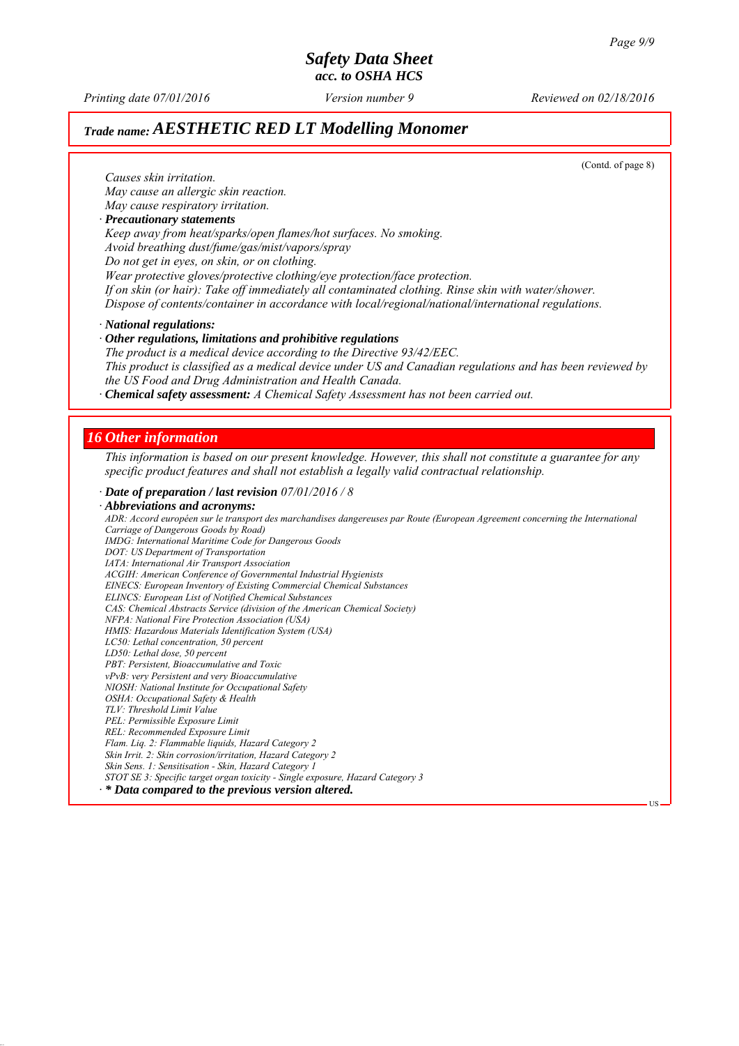(Contd. of page 8)

Causes skin irritation.
May cause an allergic skin reaction.
May cause respiratory irritation.

· **Precautionary statements**
Keep away from heat/sparks/open flames/hot surfaces. No smoking.
Avoid breathing dust/fume/gas/mist/vapors/spray
Do not get in eyes, on skin, or on clothing.
Wear protective gloves/protective clothing/eye protection/face protection.
If on skin (or hair): Take off immediately all contaminated clothing. Rinse skin with water/shower.
Dispose of contents/container in accordance with local/regional/national/international regulations.

· **National regulations:**

· **Other regulations, limitations and prohibitive regulations**
The product is a medical device according to the Directive 93/42/EEC.
This product is classified as a medical device under US and Canadian regulations and has been reviewed by the US Food and Drug Administration and Health Canada.

· **Chemical safety assessment:** A Chemical Safety Assessment has not been carried out.

## 16 Other information

This information is based on our present knowledge. However, this shall not constitute a guarantee for any specific product features and shall not establish a legally valid contractual relationship.

· **Date of preparation / last revision** 07/01/2016 / 8

· **Abbreviations and acronyms:**
ADR: Accord européen sur le transport des marchandises dangereuses par Route (European Agreement concerning the International Carriage of Dangerous Goods by Road)
IMDG: International Maritime Code for Dangerous Goods
DOT: US Department of Transportation
IATA: International Air Transport Association
ACGIH: American Conference of Governmental Industrial Hygienists
EINECS: European Inventory of Existing Commercial Chemical Substances
ELINCS: European List of Notified Chemical Substances
CAS: Chemical Abstracts Service (division of the American Chemical Society)
NFPA: National Fire Protection Association (USA)
HMIS: Hazardous Materials Identification System (USA)
LC50: Lethal concentration, 50 percent
LD50: Lethal dose, 50 percent
PBT: Persistent, Bioaccumulative and Toxic
vPvB: very Persistent and very Bioaccumulative
NIOSH: National Institute for Occupational Safety
OSHA: Occupational Safety & Health
TLV: Threshold Limit Value
PEL: Permissible Exposure Limit
REL: Recommended Exposure Limit
Flam. Liq. 2: Flammable liquids, Hazard Category 2
Skin Irrit. 2: Skin corrosion/irritation, Hazard Category 2
Skin Sens. 1: Sensitisation - Skin, Hazard Category 1
STOT SE 3: Specific target organ toxicity - Single exposure, Hazard Category 3

· **\* Data compared to the previous version altered.**